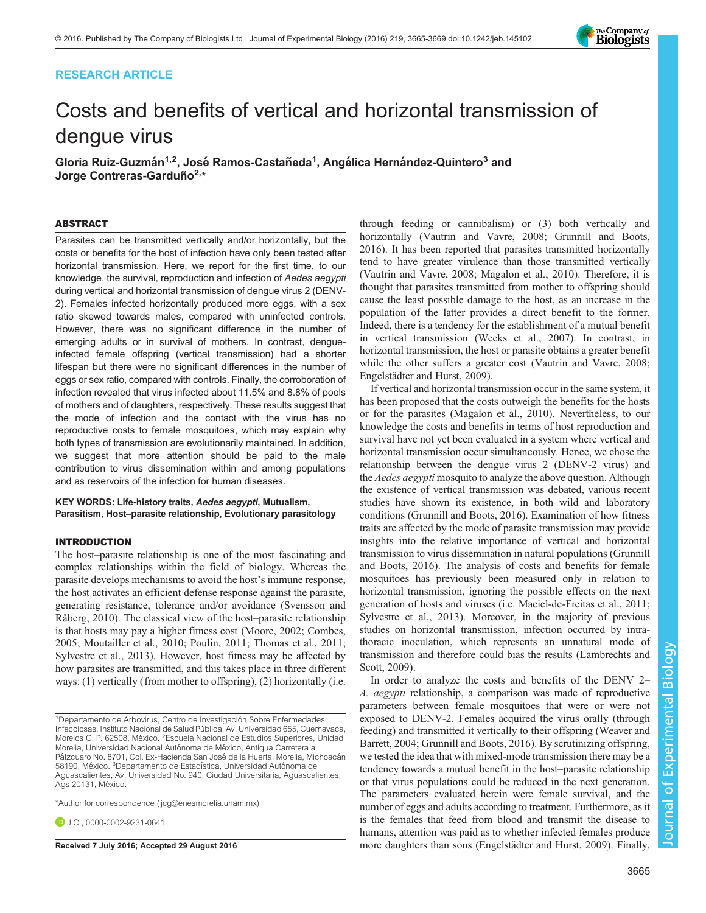RESEARCH ARTICLE

# Costs and benefits of vertical and horizontal transmission of dengue virus

**Gloria Ruiz-Guzmán[1,2], José Ramos-Castañeda[1], Angélica Hernández-Quintero[3] and Jorge Contreras-Garduño[2,*]**

## ABSTRACT

Parasites can be transmitted vertically and/or horizontally, but the costs or benefits for the host of infection have only been tested after horizontal transmission. Here, we report for the first time, to our knowledge, the survival, reproduction and infection of *Aedes aegypti* during vertical and horizontal transmission of dengue virus 2 (DENV-2). Females infected horizontally produced more eggs, with a sex ratio skewed towards males, compared with uninfected controls. However, there was no significant difference in the number of emerging adults or in survival of mothers. In contrast, dengue-infected female offspring (vertical transmission) had a shorter lifespan but there were no significant differences in the number of eggs or sex ratio, compared with controls. Finally, the corroboration of infection revealed that virus infected about 11.5% and 8.8% of pools of mothers and of daughters, respectively. These results suggest that the mode of infection and the contact with the virus has no reproductive costs to female mosquitoes, which may explain why both types of transmission are evolutionarily maintained. In addition, we suggest that more attention should be paid to the male contribution to virus dissemination within and among populations and as reservoirs of the infection for human diseases.

**KEY WORDS: Life-history traits, *Aedes aegypti*, Mutualism, Parasitism, Host–parasite relationship, Evolutionary parasitology**

## INTRODUCTION

The host–parasite relationship is one of the most fascinating and complex relationships within the field of biology. Whereas the parasite develops mechanisms to avoid the host's immune response, the host activates an efficient defense response against the parasite, generating resistance, tolerance and/or avoidance (Svensson and Råberg, 2010). The classical view of the host–parasite relationship is that hosts may pay a higher fitness cost (Moore, 2002; Combes, 2005; Moutailler et al., 2010; Poulin, 2011; Thomas et al., 2011; Sylvestre et al., 2013). However, host fitness may be affected by how parasites are transmitted, and this takes place in three different ways: (1) vertically (from mother to offspring), (2) horizontally (i.e. through feeding or cannibalism) or (3) both vertically and horizontally (Vautrin and Vavre, 2008; Grunnill and Boots, 2016). It has been reported that parasites transmitted horizontally tend to have greater virulence than those transmitted vertically (Vautrin and Vavre, 2008; Magalon et al., 2010). Therefore, it is thought that parasites transmitted from mother to offspring should cause the least possible damage to the host, as an increase in the population of the latter provides a direct benefit to the former. Indeed, there is a tendency for the establishment of a mutual benefit in vertical transmission (Weeks et al., 2007). In contrast, in horizontal transmission, the host or parasite obtains a greater benefit while the other suffers a greater cost (Vautrin and Vavre, 2008; Engelstädter and Hurst, 2009).

If vertical and horizontal transmission occur in the same system, it has been proposed that the costs outweigh the benefits for the hosts or for the parasites (Magalon et al., 2010). Nevertheless, to our knowledge the costs and benefits in terms of host reproduction and survival have not yet been evaluated in a system where vertical and horizontal transmission occur simultaneously. Hence, we chose the relationship between the dengue virus 2 (DENV-2 virus) and the *Aedes aegypti* mosquito to analyze the above question. Although the existence of vertical transmission was debated, various recent studies have shown its existence, in both wild and laboratory conditions (Grunnill and Boots, 2016). Examination of how fitness traits are affected by the mode of parasite transmission may provide insights into the relative importance of vertical and horizontal transmission to virus dissemination in natural populations (Grunnill and Boots, 2016). The analysis of costs and benefits for female mosquitoes has previously been measured only in relation to horizontal transmission, ignoring the possible effects on the next generation of hosts and viruses (i.e. Maciel-de-Freitas et al., 2011; Sylvestre et al., 2013). Moreover, in the majority of previous studies on horizontal transmission, infection occurred by intra-thoracic inoculation, which represents an unnatural mode of transmission and therefore could bias the results (Lambrechts and Scott, 2009).

In order to analyze the costs and benefits of the DENV 2–*A. aegypti* relationship, a comparison was made of reproductive parameters between female mosquitoes that were or were not exposed to DENV-2. Females acquired the virus orally (through feeding) and transmitted it vertically to their offspring (Weaver and Barrett, 2004; Grunnill and Boots, 2016). By scrutinizing offspring, we tested the idea that with mixed-mode transmission there may be a tendency towards a mutual benefit in the host–parasite relationship or that virus populations could be reduced in the next generation. The parameters evaluated herein were female survival, and the number of eggs and adults according to treatment. Furthermore, as it is the females that feed from blood and transmit the disease to humans, attention was paid as to whether infected females produce more daughters than sons (Engelstädter and Hurst, 2009). Finally,

[1]Departamento de Arbovirus, Centro de Investigación Sobre Enfermedades Infecciosas, Instituto Nacional de Salud Pública, Av. Universidad 655, Cuernavaca, Morelos C. P. 62508, México. [2]Escuela Nacional de Estudios Superiores, Unidad Morelia, Universidad Nacional Autónoma de México, Antigua Carretera a Pátzcuaro No. 8701, Col. Ex-Hacienda San José de la Huerta, Morelia, Michoacán 58190, México. [3]Departamento de Estadística, Universidad Autónoma de Aguascalientes, Av. Universidad No. 940, Ciudad Universitaria, Aguascalientes, Ags 20131, México.

*Author for correspondence (jcg@enesmorelia.unam.mx)

J.C., 0000-0002-9231-0641

**Received 7 July 2016; Accepted 29 August 2016**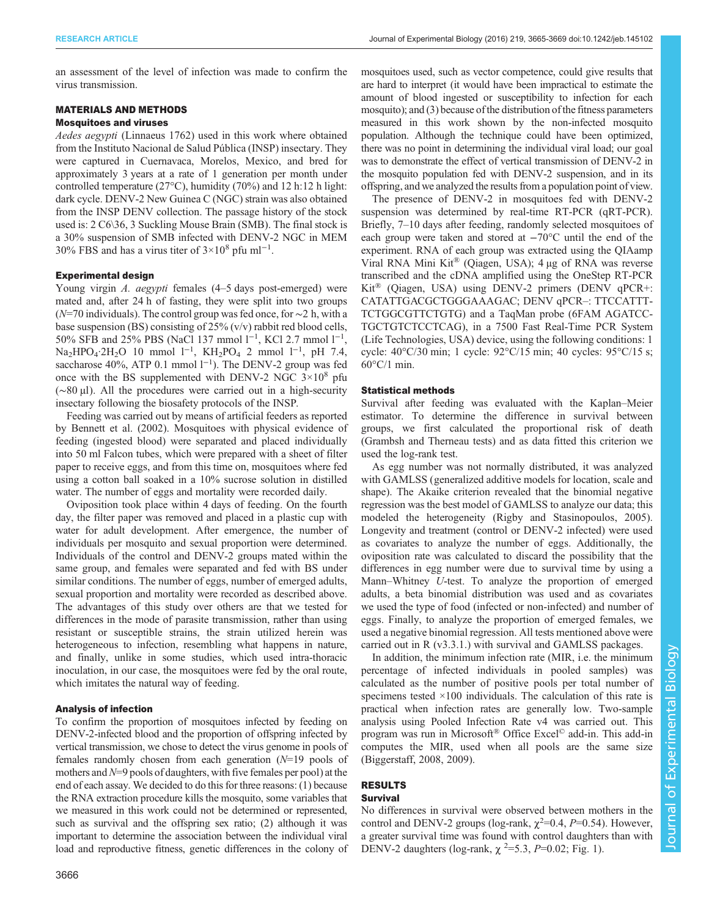an assessment of the level of infection was made to confirm the virus transmission.

## MATERIALS AND METHODS

### Mosquitoes and viruses

*Aedes aegypti* (Linnaeus 1762) used in this work where obtained from the Instituto Nacional de Salud Pública (INSP) insectary. They were captured in Cuernavaca, Morelos, Mexico, and bred for approximately 3 years at a rate of 1 generation per month under controlled temperature (27°C), humidity (70%) and 12 h:12 h light: dark cycle. DENV-2 New Guinea C (NGC) strain was also obtained from the INSP DENV collection. The passage history of the stock used is: 2 C6\36, 3 Suckling Mouse Brain (SMB). The final stock is a 30% suspension of SMB infected with DENV-2 NGC in MEM 30% FBS and has a virus titer of $3{\times}10^8$ pfu ml$^{-1}$.

### Experimental design

Young virgin *A. aegypti* females (4–5 days post-emerged) were mated and, after 24 h of fasting, they were split into two groups ($N$=70 individuals). The control group was fed once, for ~2 h, with a base suspension (BS) consisting of 25% (v/v) rabbit red blood cells, 50% SFB and 25% PBS (NaCl 137 mmol l$^{-1}$, KCl 2.7 mmol l$^{-1}$, $Na_2HPO_4{\cdot}2H_2O$ 10 mmol l$^{-1}$, $KH_2PO_4$ 2 mmol l$^{-1}$, pH 7.4, saccharose 40%, ATP 0.1 mmol l$^{-1}$). The DENV-2 group was fed once with the BS supplemented with DENV-2 NGC $3{\times}10^8$ pfu (~80 µl). All the procedures were carried out in a high-security insectary following the biosafety protocols of the INSP.

Feeding was carried out by means of artificial feeders as reported by Bennett et al. (2002). Mosquitoes with physical evidence of feeding (ingested blood) were separated and placed individually into 50 ml Falcon tubes, which were prepared with a sheet of filter paper to receive eggs, and from this time on, mosquitoes where fed using a cotton ball soaked in a 10% sucrose solution in distilled water. The number of eggs and mortality were recorded daily.

Oviposition took place within 4 days of feeding. On the fourth day, the filter paper was removed and placed in a plastic cup with water for adult development. After emergence, the number of individuals per mosquito and sexual proportion were determined. Individuals of the control and DENV-2 groups mated within the same group, and females were separated and fed with BS under similar conditions. The number of eggs, number of emerged adults, sexual proportion and mortality were recorded as described above. The advantages of this study over others are that we tested for differences in the mode of parasite transmission, rather than using resistant or susceptible strains, the strain utilized herein was heterogeneous to infection, resembling what happens in nature, and finally, unlike in some studies, which used intra-thoracic inoculation, in our case, the mosquitoes were fed by the oral route, which imitates the natural way of feeding.

### Analysis of infection

To confirm the proportion of mosquitoes infected by feeding on DENV-2-infected blood and the proportion of offspring infected by vertical transmission, we chose to detect the virus genome in pools of females randomly chosen from each generation ($N$=19 pools of mothers and $N$=9 pools of daughters, with five females per pool) at the end of each assay. We decided to do this for three reasons: (1) because the RNA extraction procedure kills the mosquito, some variables that we measured in this work could not be determined or represented, such as survival and the offspring sex ratio; (2) although it was important to determine the association between the individual viral load and reproductive fitness, genetic differences in the colony of mosquitoes used, such as vector competence, could give results that are hard to interpret (it would have been impractical to estimate the amount of blood ingested or susceptibility to infection for each mosquito); and (3) because of the distribution of the fitness parameters measured in this work by the non-infected mosquito population. Although the technique could have been optimized, there was no point in determining the individual viral load; our goal was to demonstrate the effect of vertical transmission of DENV-2 in the mosquito population fed with DENV-2 suspension, and in its offspring, and we analyzed the results from a population point of view.

The presence of DENV-2 in mosquitoes fed with DENV-2 suspension was determined by real-time RT-PCR (qRT-PCR). Briefly, 7–10 days after feeding, randomly selected mosquitoes of each group were taken and stored at −70°C until the end of the experiment. RNA of each group was extracted using the QIAamp Viral RNA Mini Kit® (Qiagen, USA); 4 µg of RNA was reverse transcribed and the cDNA amplified using the OneStep RT-PCR Kit® (Qiagen, USA) using DENV-2 primers (DENV qPCR+: CATATTGACGCTGGGAAAGAC; DENV qPCR–: TTCCATTT-TCTGGCGTTCTGTG) and a TaqMan probe (6FAM AGATCC-TGCTGTCTCCTCAG), in a 7500 Fast Real-Time PCR System (Life Technologies, USA) device, using the following conditions: 1 cycle: 40°C/30 min; 1 cycle: 92°C/15 min; 40 cycles: 95°C/15 s; 60°C/1 min.

### Statistical methods

Survival after feeding was evaluated with the Kaplan–Meier estimator. To determine the difference in survival between groups, we first calculated the proportional risk of death (Grambsh and Therneau tests) and as data fitted this criterion we used the log-rank test.

As egg number was not normally distributed, it was analyzed with GAMLSS (generalized additive models for location, scale and shape). The Akaike criterion revealed that the binomial negative regression was the best model of GAMLSS to analyze our data; this modeled the heterogeneity (Rigby and Stasinopoulos, 2005). Longevity and treatment (control or DENV-2 infected) were used as covariates to analyze the number of eggs. Additionally, the oviposition rate was calculated to discard the possibility that the differences in egg number were due to survival time by using a Mann–Whitney $U$-test. To analyze the proportion of emerged adults, a beta binomial distribution was used and as covariates we used the type of food (infected or non-infected) and number of eggs. Finally, to analyze the proportion of emerged females, we used a negative binomial regression. All tests mentioned above were carried out in R (v3.3.1.) with survival and GAMLSS packages.

In addition, the minimum infection rate (MIR, i.e. the minimum percentage of infected individuals in pooled samples) was calculated as the number of positive pools per total number of specimens tested ×100 individuals. The calculation of this rate is practical when infection rates are generally low. Two-sample analysis using Pooled Infection Rate v4 was carried out. This program was run in Microsoft® Office Excel© add-in. This add-in computes the MIR, used when all pools are the same size (Biggerstaff, 2008, 2009).

## RESULTS

### Survival

No differences in survival were observed between mothers in the control and DENV-2 groups (log-rank, $\chi^2$=0.4, $P$=0.54). However, a greater survival time was found with control daughters than with DENV-2 daughters (log-rank, $\chi^2$=5.3, $P$=0.02; Fig. 1).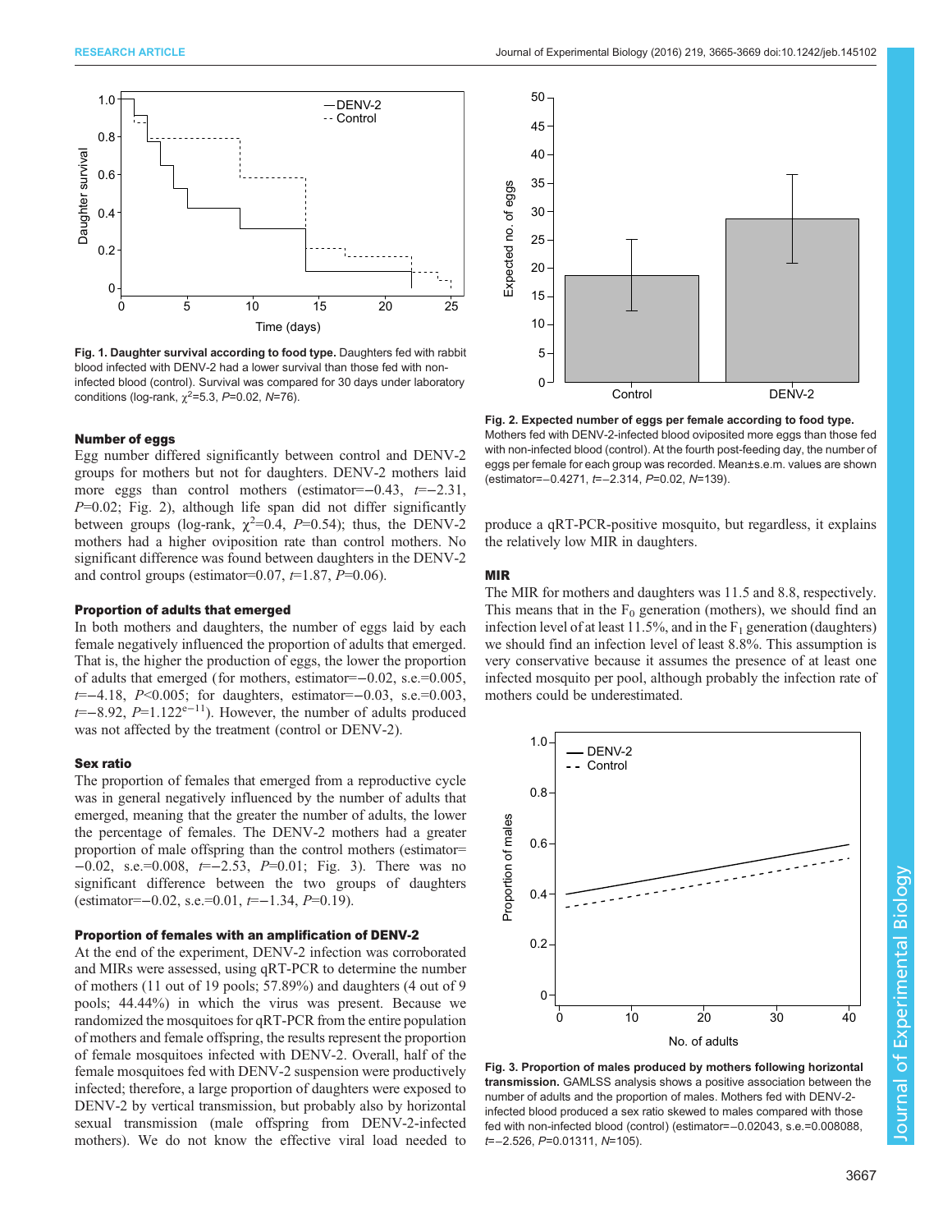Fig. 1. **Daughter survival according to food type.** Daughters fed with rabbit blood infected with DENV-2 had a lower survival than those fed with non-infected blood (control). Survival was compared for 30 days under laboratory conditions (log-rank, $\chi^2$=5.3, $P$=0.02, $N$=76).

### Number of eggs

Egg number differed significantly between control and DENV-2 groups for mothers but not for daughters. DENV-2 mothers laid more eggs than control mothers (estimator=−0.43, $t$=−2.31, $P$=0.02; Fig. 2), although life span did not differ significantly between groups (log-rank, $\chi^2$=0.4, $P$=0.54); thus, the DENV-2 mothers had a higher oviposition rate than control mothers. No significant difference was found between daughters in the DENV-2 and control groups (estimator=0.07, $t$=1.87, $P$=0.06).

### Proportion of adults that emerged

In both mothers and daughters, the number of eggs laid by each female negatively influenced the proportion of adults that emerged. That is, the higher the production of eggs, the lower the proportion of adults that emerged (for mothers, estimator=−0.02, s.e.=0.005, $t$=−4.18, $P$<0.005; for daughters, estimator=−0.03, s.e.=0.003, $t$=−8.92, $P$=1.122$^{e-11}$). However, the number of adults produced was not affected by the treatment (control or DENV-2).

### Sex ratio

The proportion of females that emerged from a reproductive cycle was in general negatively influenced by the number of adults that emerged, meaning that the greater the number of adults, the lower the percentage of females. The DENV-2 mothers had a greater proportion of male offspring than the control mothers (estimator= −0.02, s.e.=0.008, $t$=−2.53, $P$=0.01; Fig. 3). There was no significant difference between the two groups of daughters (estimator=−0.02, s.e.=0.01, $t$=−1.34, $P$=0.19).

### Proportion of females with an amplification of DENV-2

At the end of the experiment, DENV-2 infection was corroborated and MIRs were assessed, using qRT-PCR to determine the number of mothers (11 out of 19 pools; 57.89%) and daughters (4 out of 9 pools; 44.44%) in which the virus was present. Because we randomized the mosquitoes for qRT-PCR from the entire population of mothers and female offspring, the results represent the proportion of female mosquitoes infected with DENV-2. Overall, half of the female mosquitoes fed with DENV-2 suspension were productively infected; therefore, a large proportion of daughters were exposed to DENV-2 by vertical transmission, but probably also by horizontal sexual transmission (male offspring from DENV-2-infected mothers). We do not know the effective viral load needed to produce a qRT-PCR-positive mosquito, but regardless, it explains the relatively low MIR in daughters.

Fig. 2. **Expected number of eggs per female according to food type.** Mothers fed with DENV-2-infected blood oviposited more eggs than those fed with non-infected blood (control). At the fourth post-feeding day, the number of eggs per female for each group was recorded. Mean±s.e.m. values are shown (estimator=−0.4271, $t$=−2.314, $P$=0.02, $N$=139).

### MIR

The MIR for mothers and daughters was 11.5 and 8.8, respectively. This means that in the $F_0$ generation (mothers), we should find an infection level of at least 11.5%, and in the $F_1$ generation (daughters) we should find an infection level of least 8.8%. This assumption is very conservative because it assumes the presence of at least one infected mosquito per pool, although probably the infection rate of mothers could be underestimated.

Fig. 3. **Proportion of males produced by mothers following horizontal transmission.** GAMLSS analysis shows a positive association between the number of adults and the proportion of males. Mothers fed with DENV-2-infected blood produced a sex ratio skewed to males compared with those fed with non-infected blood (control) (estimator=−0.02043, s.e.=0.008088, $t$=−2.526, $P$=0.01311, $N$=105).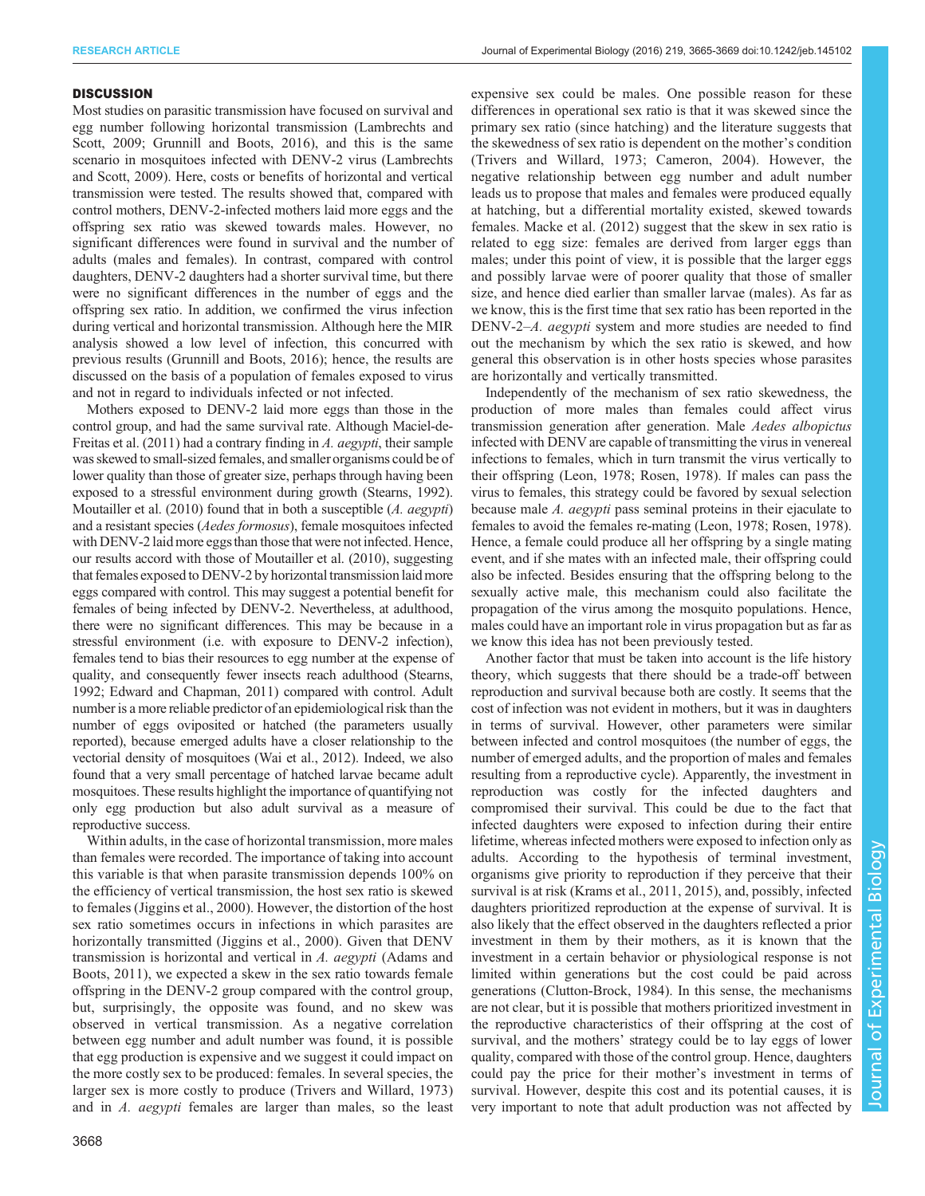## DISCUSSION

Most studies on parasitic transmission have focused on survival and egg number following horizontal transmission (Lambrechts and Scott, 2009; Grunnill and Boots, 2016), and this is the same scenario in mosquitoes infected with DENV-2 virus (Lambrechts and Scott, 2009). Here, costs or benefits of horizontal and vertical transmission were tested. The results showed that, compared with control mothers, DENV-2-infected mothers laid more eggs and the offspring sex ratio was skewed towards males. However, no significant differences were found in survival and the number of adults (males and females). In contrast, compared with control daughters, DENV-2 daughters had a shorter survival time, but there were no significant differences in the number of eggs and the offspring sex ratio. In addition, we confirmed the virus infection during vertical and horizontal transmission. Although here the MIR analysis showed a low level of infection, this concurred with previous results (Grunnill and Boots, 2016); hence, the results are discussed on the basis of a population of females exposed to virus and not in regard to individuals infected or not infected.

Mothers exposed to DENV-2 laid more eggs than those in the control group, and had the same survival rate. Although Maciel-de-Freitas et al. (2011) had a contrary finding in *A. aegypti*, their sample was skewed to small-sized females, and smaller organisms could be of lower quality than those of greater size, perhaps through having been exposed to a stressful environment during growth (Stearns, 1992). Moutailler et al. (2010) found that in both a susceptible (*A. aegypti*) and a resistant species (*Aedes formosus*), female mosquitoes infected with DENV-2 laid more eggs than those that were not infected. Hence, our results accord with those of Moutailler et al. (2010), suggesting that females exposed to DENV-2 by horizontal transmission laid more eggs compared with control. This may suggest a potential benefit for females of being infected by DENV-2. Nevertheless, at adulthood, there were no significant differences. This may be because in a stressful environment (i.e. with exposure to DENV-2 infection), females tend to bias their resources to egg number at the expense of quality, and consequently fewer insects reach adulthood (Stearns, 1992; Edward and Chapman, 2011) compared with control. Adult number is a more reliable predictor of an epidemiological risk than the number of eggs oviposited or hatched (the parameters usually reported), because emerged adults have a closer relationship to the vectorial density of mosquitoes (Wai et al., 2012). Indeed, we also found that a very small percentage of hatched larvae became adult mosquitoes. These results highlight the importance of quantifying not only egg production but also adult survival as a measure of reproductive success.

Within adults, in the case of horizontal transmission, more males than females were recorded. The importance of taking into account this variable is that when parasite transmission depends 100% on the efficiency of vertical transmission, the host sex ratio is skewed to females (Jiggins et al., 2000). However, the distortion of the host sex ratio sometimes occurs in infections in which parasites are horizontally transmitted (Jiggins et al., 2000). Given that DENV transmission is horizontal and vertical in *A. aegypti* (Adams and Boots, 2011), we expected a skew in the sex ratio towards female offspring in the DENV-2 group compared with the control group, but, surprisingly, the opposite was found, and no skew was observed in vertical transmission. As a negative correlation between egg number and adult number was found, it is possible that egg production is expensive and we suggest it could impact on the more costly sex to be produced: females. In several species, the larger sex is more costly to produce (Trivers and Willard, 1973) and in *A. aegypti* females are larger than males, so the least expensive sex could be males. One possible reason for these differences in operational sex ratio is that it was skewed since the primary sex ratio (since hatching) and the literature suggests that the skewedness of sex ratio is dependent on the mother's condition (Trivers and Willard, 1973; Cameron, 2004). However, the negative relationship between egg number and adult number leads us to propose that males and females were produced equally at hatching, but a differential mortality existed, skewed towards females. Macke et al. (2012) suggest that the skew in sex ratio is related to egg size: females are derived from larger eggs than males; under this point of view, it is possible that the larger eggs and possibly larvae were of poorer quality that those of smaller size, and hence died earlier than smaller larvae (males). As far as we know, this is the first time that sex ratio has been reported in the DENV-2–*A. aegypti* system and more studies are needed to find out the mechanism by which the sex ratio is skewed, and how general this observation is in other hosts species whose parasites are horizontally and vertically transmitted.

Independently of the mechanism of sex ratio skewedness, the production of more males than females could affect virus transmission generation after generation. Male *Aedes albopictus* infected with DENV are capable of transmitting the virus in venereal infections to females, which in turn transmit the virus vertically to their offspring (Leon, 1978; Rosen, 1978). If males can pass the virus to females, this strategy could be favored by sexual selection because male *A. aegypti* pass seminal proteins in their ejaculate to females to avoid the females re-mating (Leon, 1978; Rosen, 1978). Hence, a female could produce all her offspring by a single mating event, and if she mates with an infected male, their offspring could also be infected. Besides ensuring that the offspring belong to the sexually active male, this mechanism could also facilitate the propagation of the virus among the mosquito populations. Hence, males could have an important role in virus propagation but as far as we know this idea has not been previously tested.

Another factor that must be taken into account is the life history theory, which suggests that there should be a trade-off between reproduction and survival because both are costly. It seems that the cost of infection was not evident in mothers, but it was in daughters in terms of survival. However, other parameters were similar between infected and control mosquitoes (the number of eggs, the number of emerged adults, and the proportion of males and females resulting from a reproductive cycle). Apparently, the investment in reproduction was costly for the infected daughters and compromised their survival. This could be due to the fact that infected daughters were exposed to infection during their entire lifetime, whereas infected mothers were exposed to infection only as adults. According to the hypothesis of terminal investment, organisms give priority to reproduction if they perceive that their survival is at risk (Krams et al., 2011, 2015), and, possibly, infected daughters prioritized reproduction at the expense of survival. It is also likely that the effect observed in the daughters reflected a prior investment in them by their mothers, as it is known that the investment in a certain behavior or physiological response is not limited within generations but the cost could be paid across generations (Clutton-Brock, 1984). In this sense, the mechanisms are not clear, but it is possible that mothers prioritized investment in the reproductive characteristics of their offspring at the cost of survival, and the mothers' strategy could be to lay eggs of lower quality, compared with those of the control group. Hence, daughters could pay the price for their mother's investment in terms of survival. However, despite this cost and its potential causes, it is very important to note that adult production was not affected by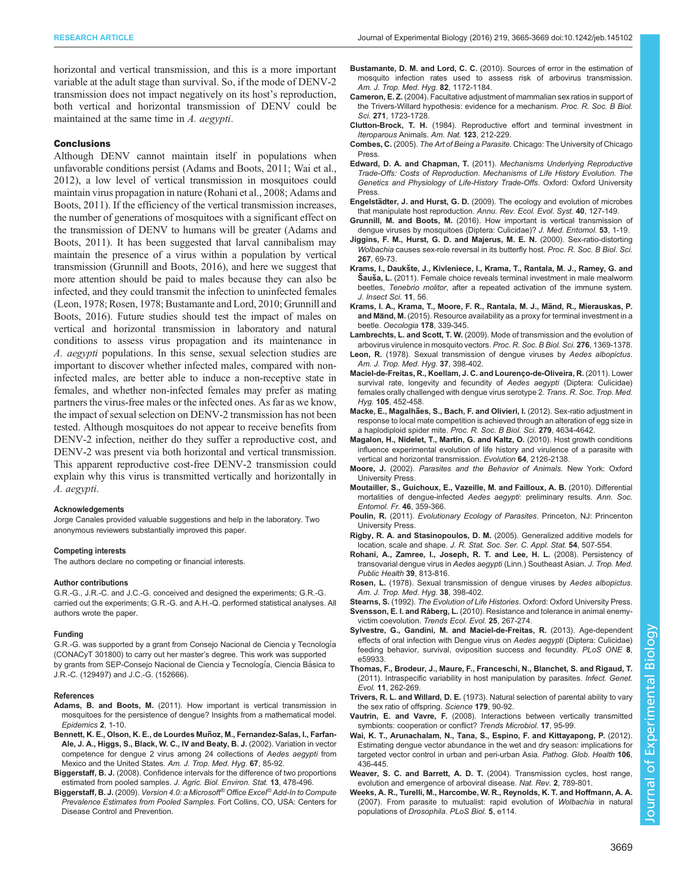horizontal and vertical transmission, and this is a more important variable at the adult stage than survival. So, if the mode of DENV-2 transmission does not impact negatively on its host's reproduction, both vertical and horizontal transmission of DENV could be maintained at the same time in *A. aegypti*.

## Conclusions

Although DENV cannot maintain itself in populations when unfavorable conditions persist (Adams and Boots, 2011; Wai et al., 2012), a low level of vertical transmission in mosquitoes could maintain virus propagation in nature (Rohani et al., 2008; Adams and Boots, 2011). If the efficiency of the vertical transmission increases, the number of generations of mosquitoes with a significant effect on the transmission of DENV to humans will be greater (Adams and Boots, 2011). It has been suggested that larval cannibalism may maintain the presence of a virus within a population by vertical transmission (Grunnill and Boots, 2016), and here we suggest that more attention should be paid to males because they can also be infected, and they could transmit the infection to uninfected females (Leon, 1978; Rosen, 1978; Bustamante and Lord, 2010; Grunnill and Boots, 2016). Future studies should test the impact of males on vertical and horizontal transmission in laboratory and natural conditions to assess virus propagation and its maintenance in *A. aegypti* populations. In this sense, sexual selection studies are important to discover whether infected males, compared with non-infected males, are better able to induce a non-receptive state in females, and whether non-infected females may prefer as mating partners the virus-free males or the infected ones. As far as we know, the impact of sexual selection on DENV-2 transmission has not been tested. Although mosquitoes do not appear to receive benefits from DENV-2 infection, neither do they suffer a reproductive cost, and DENV-2 was present via both horizontal and vertical transmission. This apparent reproductive cost-free DENV-2 transmission could explain why this virus is transmitted vertically and horizontally in *A. aegypti*.

#### Acknowledgements

Jorge Canales provided valuable suggestions and help in the laboratory. Two anonymous reviewers substantially improved this paper.

#### Competing interests

The authors declare no competing or financial interests.

#### Author contributions

G.R.-G., J.R.-C. and J.C.-G. conceived and designed the experiments; G.R.-G. carried out the experiments; G.R.-G. and A.H.-Q. performed statistical analyses. All authors wrote the paper.

#### Funding

G.R.-G. was supported by a grant from Consejo Nacional de Ciencia y Tecnología (CONACyT 301800) to carry out her master's degree. This work was supported by grants from SEP-Consejo Nacional de Ciencia y Tecnología, Ciencia Básica to J.R.-C. (129497) and J.C.-G. (152666).

#### References

**Adams, B. and Boots, M.** (2011). How important is vertical transmission in mosquitoes for the persistence of dengue? Insights from a mathematical model. *Epidemics* **2**, 1-10.

**Bennett, K. E., Olson, K. E., de Lourdes Muñoz, M., Fernandez-Salas, I., Farfan-Ale, J. A., Higgs, S., Black, W. C., IV and Beaty, B. J.** (2002). Variation in vector competence for dengue 2 virus among 24 collections of *Aedes aegypti* from Mexico and the United States. *Am. J. Trop. Med. Hyg.* **67**, 85-92.

**Biggerstaff, B. J.** (2008). Confidence intervals for the difference of two proportions estimated from pooled samples. *J. Agric. Biol. Environ. Stat.* **13**, 478-496.

**Biggerstaff, B. J.** (2009). *Version 4.0: a Microsoft® Office Excel© Add-In to Compute Prevalence Estimates from Pooled Samples*. Fort Collins, CO, USA: Centers for Disease Control and Prevention.

**Bustamante, D. M. and Lord, C. C.** (2010). Sources of error in the estimation of mosquito infection rates used to assess risk of arbovirus transmission. *Am. J. Trop. Med. Hyg.* **82**, 1172-1184.

**Cameron, E. Z.** (2004). Facultative adjustment of mammalian sex ratios in support of the Trivers-Willard hypothesis: evidence for a mechanism. *Proc. R. Soc. B Biol. Sci.* **271**, 1723-1728.

**Clutton-Brock, T. H.** (1984). Reproductive effort and terminal investment in *Iteroparous* Animals. *Am. Nat.* **123**, 212-229.

**Combes, C.** (2005). *The Art of Being a Parasite*. Chicago: The University of Chicago Press.

**Edward, D. A. and Chapman, T.** (2011). *Mechanisms Underlying Reproductive Trade-Offs: Costs of Reproduction. Mechanisms of Life History Evolution. The Genetics and Physiology of Life-History Trade-Offs*. Oxford: Oxford University Press.

**Engelstädter, J. and Hurst, G. D.** (2009). The ecology and evolution of microbes that manipulate host reproduction. *Annu. Rev. Ecol. Evol. Syst.* **40**, 127-149.

**Grunnill, M. and Boots, M.** (2016). How important is vertical transmission of dengue viruses by mosquitoes (Diptera: Culicidae)? *J. Med. Entomol.* **53**, 1-19.

**Jiggins, F. M., Hurst, G. D. and Majerus, M. E. N.** (2000). Sex-ratio-distorting *Wolbachia* causes sex-role reversal in its butterfly host. *Proc. R. Soc. B Biol. Sci.* **267**, 69-73.

**Krams, I., Daukšte, J., Kivleniece, I., Krama, T., Rantala, M. J., Ramey, G. and Šauša, L.** (2011). Female choice reveals terminal investment in male mealworm beetles, *Tenebrio molitor*, after a repeated activation of the immune system. *J. Insect Sci.* **11**, 56.

**Krams, I. A., Krama, T., Moore, F. R., Rantala, M. J., Mänd, R., Mierauskas, P. and Mänd, M.** (2015). Resource availability as a proxy for terminal investment in a beetle. *Oecologia* **178**, 339-345.

**Lambrechts, L. and Scott, T. W.** (2009). Mode of transmission and the evolution of arbovirus virulence in mosquito vectors. *Proc. R. Soc. B Biol. Sci.* **276**, 1369-1378.

**Leon, R.** (1978). Sexual transmission of dengue viruses by *Aedes albopictus*. *Am. J. Trop. Med. Hyg.* **37**, 398-402.

**Maciel-de-Freitas, R., Koellam, J. C. and Lourenço-de-Oliveira, R.** (2011). Lower survival rate, longevity and fecundity of *Aedes aegypti* (Diptera: Culicidae) females orally challenged with dengue virus serotype 2. *Trans. R. Soc. Trop. Med. Hyg.* **105**, 452-458.

**Macke, E., Magalhães, S., Bach, F. and Olivieri, I.** (2012). Sex-ratio adjustment in response to local mate competition is achieved through an alteration of egg size in a haplodiploid spider mite. *Proc. R. Soc. B Biol. Sci.* **279**, 4634-4642.

**Magalon, H., Nidelet, T., Martin, G. and Kaltz, O.** (2010). Host growth conditions influence experimental evolution of life history and virulence of a parasite with vertical and horizontal transmission. *Evolution* **64**, 2126-2138.

**Moore, J.** (2002). *Parasites and the Behavior of Animals*. New York: Oxford University Press.

**Moutailler, S., Guichoux, E., Vazeille, M. and Failloux, A. B.** (2010). Differential mortalities of dengue-infected *Aedes aegypti*: preliminary results. *Ann. Soc. Entomol. Fr.* **46**, 359-366.

**Poulin, R.** (2011). *Evolutionary Ecology of Parasites*. Princeton, NJ: Princnton University Press.

**Rigby, R. A. and Stasinopoulos, D. M.** (2005). Generalized additive models for location, scale and shape. *J. R. Stat. Soc. Ser. C. Appl. Stat.* **54**, 507-554.

**Rohani, A., Zamree, I., Joseph, R. T. and Lee, H. L.** (2008). Persistency of transovarial dengue virus in *Aedes aegypti* (Linn.) Southeast Asian. *J. Trop. Med. Public Health* **39**, 813-816.

**Rosen, L.** (1978). Sexual transmission of dengue viruses by *Aedes albopictus*. *Am. J. Trop. Med. Hyg.* **38**, 398-402.

**Stearns, S.** (1992). *The Evolution of Life Histories*. Oxford: Oxford University Press.

**Svensson, E. I. and Råberg, L.** (2010). Resistance and tolerance in animal enemy-victim coevolution. *Trends Ecol. Evol.* **25**, 267-274.

**Sylvestre, G., Gandini, M. and Maciel-de-Freitas, R.** (2013). Age-dependent effects of oral infection with Dengue virus on *Aedes aegypti* (Diptera: Culicidae) feeding behavior, survival, oviposition success and fecundity. *PLoS ONE* **8**, e59933.

**Thomas, F., Brodeur, J., Maure, F., Franceschi, N., Blanchet, S. and Rigaud, T.** (2011). Intraspecific variability in host manipulation by parasites. *Infect. Genet. Evol.* **11**, 262-269.

**Trivers, R. L. and Willard, D. E.** (1973). Natural selection of parental ability to vary the sex ratio of offspring. *Science* **179**, 90-92.

**Vautrin, E. and Vavre, F.** (2008). Interactions between vertically transmitted symbionts: cooperation or conflict? *Trends Microbiol.* **17**, 95-99.

**Wai, K. T., Arunachalam, N., Tana, S., Espino, F. and Kittayapong, P.** (2012). Estimating dengue vector abundance in the wet and dry season: implications for targeted vector control in urban and peri-urban Asia. *Pathog. Glob. Health* **106**, 436-445.

**Weaver, S. C. and Barrett, A. D. T.** (2004). Transmission cycles, host range, evolution and emergence of arboviral disease. *Nat. Rev.* **2**, 789-801.

**Weeks, A. R., Turelli, M., Harcombe, W. R., Reynolds, K. T. and Hoffmann, A. A.** (2007). From parasite to mutualist: rapid evolution of *Wolbachia* in natural populations of *Drosophila*. *PLoS Biol.* **5**, e114.